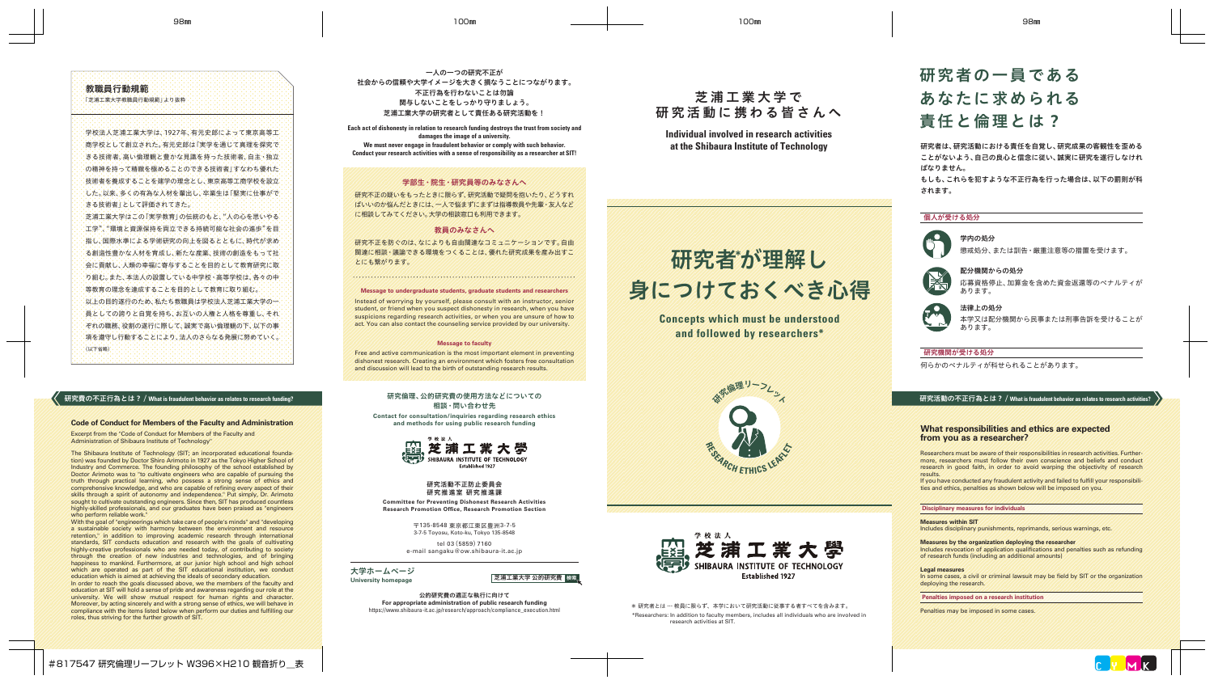## 教職員行動規範

「芝浦工業大学教職員行動規範」より抜粋

学校法人芝浦工業大学は、1927年、有元史郎によって東京高等工商学校として創立された。有元史郎は「実学を通じて真理を探究できる技術者、高い倫理観と豊かな見識を持った技術者、自主・独立の精神を持って精緻を極めることのできる技術者」すなわち優れた技術者を養成することを建学の理念とし、東京高等工商学校を設立した。以来、多くの有為な人材を輩出し、卒業生は「堅実に仕事ができる技術者」として評価されてきた。

芝浦工業大学はこの「実学教育」の伝統のもと、"人の心を思いやる工学"、"環境と資源保持を両立できる持続可能な社会の進歩"を目指し、国際水準による学術研究の向上を図るとともに、時代が求める創造性豊かな人材を育成し、新たな産業、技術の創造をもって社会に貢献し、人類の幸福に寄与することを目的として教育研究に取り組む。また、本法人の設置している中学校・高等学校は、各々の中等教育の理念を達成することを目的として教育に取り組む。

以上の目的遂行のため、私たち教職員は学校法人芝浦工業大学の一員としての誇りと自覚を持ち、お互いの人権と人格を尊重し、それぞれの職務、役割の遂行に際して、誠実で高い倫理観の下、以下の事項を遵守し行動することにより、法人のさらなる発展に努めていく。

（以下省略）

### 研究費の不正行為とは？ / What is fraudulent behavior as relates to research funding?

#### Code of Conduct for Members of the Faculty and Administration

Excerpt from the "Code of Conduct for Members of the Faculty and Administration of Shibaura Institute of Technology"

The Shibaura Institute of Technology (SIT; an incorporated educational foundation) was founded by Doctor Shiro Arimoto in 1927 as the Tokyo Higher School of Industry and Commerce. The founding philosophy of the school established by Doctor Arimoto was to "to cultivate engineers who are capable of pursuing the truth through practical learning, who possess a strong sense of ethics and comprehensive knowledge, and who are capable of refining every aspect of their skills through a spirit of autonomy and independence." Put simply, Dr. Arimoto sought to cultivate outstanding engineers. Since then, SIT has produced countless highly-skilled professionals, and our graduates have been praised as "engineers who perform reliable work."

With the goal of "engineerings which take care of people's minds" and "developing a sustainable society with harmony between the environment and resource retention," in addition to improving academic research through international standards, SIT conducts education and research with the goals of cultivating highly-creative professionals who are needed today, of contributing to society through the creation of new industries and technologies, and of bringing happiness to mankind. Furthermore, at our junior high school and high school which are operated as part of the SIT educational institution, we conduct education which is aimed at achieving the ideals of secondary education.

In order to reach the goals discussed above, we the members of the faculty and education at SIT will hold a sense of pride and awareness regarding our role at the university. We will show mutual respect for human rights and character. Moreover, by acting sincerely and with a strong sense of ethics, we will behave in compliance with the items listed below when perform our duties and fulfilling our roles, thus striving for the further growth of SIT.

---

**一人の一つの研究不正が**
**社会からの信頼や大学イメージを大きく損なうことにつながります。**
**不正行為を行わないことは勿論**
**関与しないことをしっかり守りましょう。**
**芝浦工業大学の研究者として責任ある研究活動を！**

**Each act of dishonesty in relation to research funding destroys the trust from society and damages the image of a university.**
**We must never engage in fraudulent behavior or comply with such behavior.**
**Conduct your research activities with a sense of responsibility as a researcher at SIT!**

#### 学部生・院生・研究員等のみなさんへ

研究不正の疑いをもったときに限らず、研究活動で疑問を抱いたり、どうすればいいのか悩んだときには、一人で悩まずにまずは指導教員や先輩・友人などに相談してみてください。大学の相談窓口も利用できます。

#### 教員のみなさんへ

研究不正を防ぐのは、なによりも自由闊達なコミュニケーションです。自由闊達に相談・議論できる環境をつくることは、優れた研究成果を産み出すことにも繋がります。

#### Message to undergraduate students, graduate students and researchers

Instead of worrying by yourself, please consult with an instructor, senior student, or friend when you suspect dishonesty in research, when you have suspicions regarding research activities, or when you are unsure of how to act. You can also contact the counseling service provided by our university.

#### Message to faculty

Free and active communication is the most important element in preventing dishonest research. Creating an environment which fosters free consultation and discussion will lead to the birth of outstanding research results.

**研究倫理、公的研究費の使用方法などについての**
**相談・問い合わせ先**
**Contact for consultation/inquiries regarding research ethics and methods for using public research funding**

学校法人 芝浦工業大学 SHIBAURA INSTITUTE OF TECHNOLOGY Established 1927

**研究活動不正防止委員会**
**研究推進室 研究推進課**
**Committee for Preventing Dishonest Research Activities**
**Research Promotion Office, Research Promotion Section**

〒135-8548 東京都江東区豊洲3-7-5
3-7-5 Toyosu, Koto-ku, Tokyo 135-8548

tel 03（5859）7160
e-mail sangaku@ow.shibaura-it.ac.jp

**大学ホームページ**
**University homepage**

芝浦工業大学 公的研究費 検索

**公的研究費の適正な執行に向けて**
**For appropriate administration of public research funding**
https://www.shibaura-it.ac.jp/research/approach/compliance_execution.html

---

## 芝浦工業大学で研究活動に携わる皆さんへ

**Individual involved in research activities at the Shibaura Institute of Technology**

# 研究者*が理解し身につけておくべき心得

**Concepts which must be understood and followed by researchers***

研究倫理リーフレット RESEARCH ETHICS LEAFLET

学校法人 芝浦工業大学 SHIBAURA INSTITUTE OF TECHNOLOGY Established 1927

＊研究者とは … 教員に限らず、本学において研究活動に従事する者すべてを含みます。
*Researchers: In addition to faculty members, includes all individuals who are involved in research activities at SIT.

---

## 研究者の一員であるあなたに求められる責任と倫理とは？

研究者は、研究活動における責任を自覚し、研究成果の客観性を歪めることがないよう、自己の良心と信念に従い、誠実に研究を遂行しなければなりません。
もしも、これらを犯すような不正行為を行った場合は、以下の罰則が科されます。

#### 個人が受ける処分

**学内の処分**
懲戒処分、または訓告・厳重注意等の措置を受けます。

**配分機関からの処分**
応募資格停止、加算金を含めた資金返還等のペナルティがあります。

**法律上の処分**
本学又は配分機関から民事または刑事告訴を受けることがあります。

#### 研究機関が受ける処分

何らかのペナルティが科せられることがあります。

### 研究活動の不正行為とは？ / What is fraudulent behavior as relates to research activities?

#### What responsibilities and ethics are expected from you as a researcher?

Researchers must be aware of their responsibilities in research activities. Furthermore, researchers must follow their own conscience and beliefs and conduct research in good faith, in order to avoid warping the objectivity of research results.

If you have conducted any fraudulent activity and failed to fulfill your responsibilities and ethics, penalties as shown below will be imposed on you.

**Disciplinary measures for individuals**

**Measures within SIT**
Includes disciplinary punishments, reprimands, serious warnings, etc.

**Measures by the organization deploying the researcher**
Includes revocation of application qualifications and penalties such as refunding of research funds (including an additional amounts)

**Legal measures**
In some cases, a civil or criminal lawsuit may be field by SIT or the organization deploying the research.

**Penalties imposed on a research institution**

Penalties may be imposed in some cases.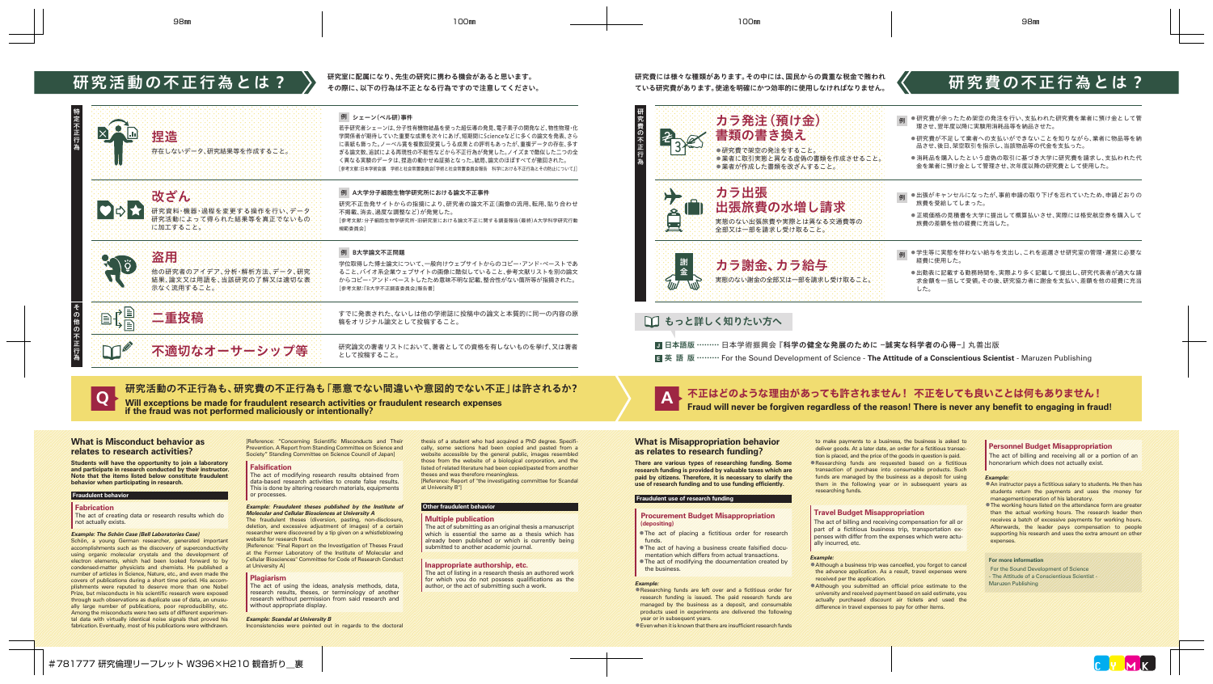## 研究活動の不正行為とは？

研究室に配属になり、先生の研究に携わる機会があると思います。その際に、以下の行為は不正となる行為ですので注意してください。

### 特定不正行為

**捏造**

存在しないデータ、研究結果等を作成すること。

例 シェーン(ベル研)事件

若手研究者シェーンは、分子性有機物結晶を使った超伝導の発見、電子素子の開発など、物性物理・化学関係者が期待していた重要な成果を次々とあげ、短期間にScienceなどに多くの論文を発表、さらに表彰も勝った。ノーベル賞を複数回受賞しうる成果との評判もあったが、重複データの存在、多すぎる論文数、追試による再現性の不能性などから不正行為が発覚した。ノイズまで酷似した二つの全く異なる実験のデータは、捏造の動かぬ証拠となった。結局、論文のほぼすべてが撤回された。

[参考文献:日本学術会議 学術と社会常置委員会「学術と社会常置委員会報告 科学における不正行為とその防止について」]

**改ざん**

研究資料・機器・過程を変更する操作を行い、データ研究活動によって得られた結果等を真正でないものに加工すること。

例 A大学分子細胞生物学研究所における論文不正事件

研究不正告発サイトからの指摘により、研究者の論文不正(画像の流用、転用、貼り合わせ不掲載、消去、過度な調整など)が発覚した。

[参考文献:分子細胞生物学研究所・旧研究室における論文不正に関する調査報告(最終)A大学科学研究行動規範委員会]

**盗用**

他の研究者のアイデア、分析・解析方法、データ、研究結果、論文又は用語を、当該研究者の了解又は適切な表示なく流用すること。

例 B大学論文不正問題

学位取得した博士論文について、一般向けウェブサイトからのコピー・アンド・ペーストであること、バイオ系企業ウェブサイトの画像に酷似していること、参考文献リストを別の論文からコピー・アンド・ペーストしたため意味不明な記載、整合性がない箇所等が指摘された。

[参考文献:「B大学不正調査委員会」報告書]

### その他の不正行為

**二重投稿**

すでに発表された、ないしは他の学術誌に投稿中の論文と本質的に同一の内容の原稿をオリジナル論文として投稿すること。

**不適切なオーサーシップ等**

研究論文の著者リストにおいて、著者としての資格を有しないものを挙げ、又は著者として投稿すること。

## 研究費の不正行為とは？

研究費には様々な種類があります。その中には、国民からの貴重な税金で賄われている研究費があります。使途を明確にかつ効率的に使用しなければなりません。

### 研究費の不正行為

**カラ発注(預け金)書類の書き換え**

- 研究費で架空の発注をすること。
- 業者に取引実態と異なる虚偽の書類を作成させること。
- 業者が作成した書類を改ざんすること。

例

- 研究費が余ったため架空の発注を行い、支払われた研究費を業者に預け金として管理させ、翌年度以降に実験用消耗品等を納品させた。
- 研究費が不足して業者への支払いができないことを知りながら、業者に物品等を納品させ、後日、架空取引を指示し、当該物品等の代金を支払った。
- 消耗品を購入したという虚偽の取引に基づき大学に研究費を請求し、支払われた代金を業者に預け金として管理させ、次年度以降の研究費として使用した。

**カラ出張 出張旅費の水増し請求**

実態のない出張旅費や実際とは異なる交通費等の全額又は一部を請求し受け取ること。

例

- 出張がキャンセルになったが、事前申請の取り下げを忘れていたため、申請どおりの旅費を受給してしまった。
- 正規価格の見積書を大学に提出して概算払いさせ、実際には格安航空券を購入して旅費の差額を他の経費に充当した。

**カラ謝金、カラ給与**

実態のない謝金の全額又は一部を請求し受け取ること。

例

- 学生等に実態を伴わない給与を支出し、これを返還させ研究室の管理・運営に必要な経費に使用した。
- 出勤表に記載する勤務時間を、実際より多く記載して提出し、研究代表者が過大な請求金額を一括して受領。その後、研究協力者に謝金を支払い、差額を他の経費に充当した。

### もっと詳しく知りたい方へ

J 日本語版 ……… 日本学術振興会「**科学の健全な発展のために -誠実な科学者の心得-**」丸善出版

E 英 語 版 ……… For the Sound Development of Science - **The Attitude of a Conscientious Scientist** - Maruzen Publishing

**Q 研究活動の不正行為も、研究費の不正行為も「悪意でない間違いや意図的でない不正」は許されるか?**

**Will exceptions be made for fraudulent research activities or fraudulent research expenses if the fraud was not performed maliciously or intentionally?**

**A 不正はどのような理由があっても許されません! 不正をしても良いことは何もありません!**

**Fraud will never be forgiven regardless of the reason! There is never any benefit to engaging in fraud!**

## What is Misconduct behavior as relates to research activities?

**Students will have the opportunity to join a laboratory and participate in research conducted by their instructor. Note that the items listed below constitute fraudulent behavior when participating in research.**

### Fraudulent behavior

**Fabrication**

The act of creating data or research results which do not actually exists.

*Example: The Schön Case [Bell Laboratories Case]*

Schön, a young German researcher, generated important accomplishments such as the discovery of superconductivity using organic molecular crystals and the development of electron elements, which had been looked forward to by condensed-matter physicists and chemists. He published a number of articles in Science, Nature, etc., and even made the covers of publications during a short time period. His accomplishments were reputed to deserve more than one Nobel Prize, but misconducts in his scientific research were exposed through such observations as duplicate use of data, an unusually large number of publications, poor reproducibility, etc. Among the misconducts were two sets of different experimental data with virtually identical noise signals that proved his fabrication. Eventually, most of his publications were withdrawn. [Reference: "Concerning Scientific Misconducts and Their Prevention. A Report from Standing Committee on Science and Society" Standing Committee on Science Council of Japan]

**Falsification**

The act of modifying research results obtained from data-based research activities to create false results. This is done by altering research materials, equipments or processes.

*Example: Fraudulent theses published by the Institute of Molecular and Cellular Biosciences at University A*

The fraudulent theses (diversion, pasting, non-disclosure, deletion, and excessive adjustment of images) of a certain researcher were discovered by a tip given on a whistleblowing website for research fraud.

[Reference: "Final Report on the Investigation of Theses Fraud at the Former Laboratory of the Institute of Molecular and Cellular Biosciences" Committee for Code of Research Conduct at University A]

**Plagiarism**

The act of using the ideas, analysis methods, data, research results, theses, or terminology of another research without permission from said research and without appropriate display.

*Example: Scandal at University B*

Inconsistencies were pointed out in regards to the doctoral thesis of a student who had acquired a PhD degree. Specifically, some sections had been copied and pasted from a website accessible by the general public, images resembled those from the website of a biological corporation, and the listed of related literature had been copied/pasted from another theses and was therefore meaningless.

[Reference: Report of "the investigating committee for Scandal at University B"]

### Other fraudulent behavior

**Multiple publication**

The act of submitting as an original thesis a manuscript which is essential the same as a thesis which has already been published or which is currently being submitted to another academic journal.

**Inappropriate authorship, etc.**

The act of listing in a research thesis an authored work for which you do not possess qualifications as the author, or the act of submitting such a work.

## What is Misappropriation behavior as relates to research funding?

**There are various types of research funding. Some research funding is provided by valuable taxes which are paid by citizens. Therefore, it is necessary to clarify the use of research funding and to use funding efficiently.**

### Fraudulent use of research funding

**Procurement Budget Misappropriation (depositing)**

- The act of placing a fictitious order for research funds.
- The act of having a business create falsified documentation which differs from actual transactions.
- The act of modifying the documentation created by the business.

*Example:*

- Researching funds are left over and a fictitious order for research funding is issued. The paid research funds are managed by the business as a deposit, and consumable products used in experiments are delivered the following year or in subsequent years.
- Even when it is known that there are insufficient research funds to make payments to a business, the business is asked to deliver goods. At a later date, an order for a fictitious transaction is placed, and the price of the goods in question is paid.
- Researching funds are requested based on a fictitious transaction of purchase into consumable products. Such funds are managed by the business as a deposit for using them in the following year or in subsequent years as researching funds.

**Travel Budget Misappropriation**

The act of billing and receiving compensation for all or part of a fictitious business trip, transportation expenses with differ from the expenses which were actually incurred, etc.

*Example:*

- Although a business trip was cancelled, you forgot to cancel the advance application. As a result, travel expenses were received per the application.
- Although you submitted an official price estimate to the university and received payment based on said estimate, you actually purchased discount air tickets and used the difference in travel expenses to pay for other items.

**Personnel Budget Misappropriation**

The act of billing and receiving all or a portion of an honorarium which does not actually exist.

*Example:*

- An instructor pays a fictitious salary to students. He then has students return the payments and uses the money for management/operation of his laboratory.
- The working hours listed on the attendance form are greater than the actual working hours. The research leader then receives a batch of excessive payments for working hours. Afterwards, the leader pays compensation to people supporting his research and uses the extra amount on other expenses.

**For more information**

For the Sound Development of Science - The Attitude of a Conscientious Scientist - Maruzen Publishing